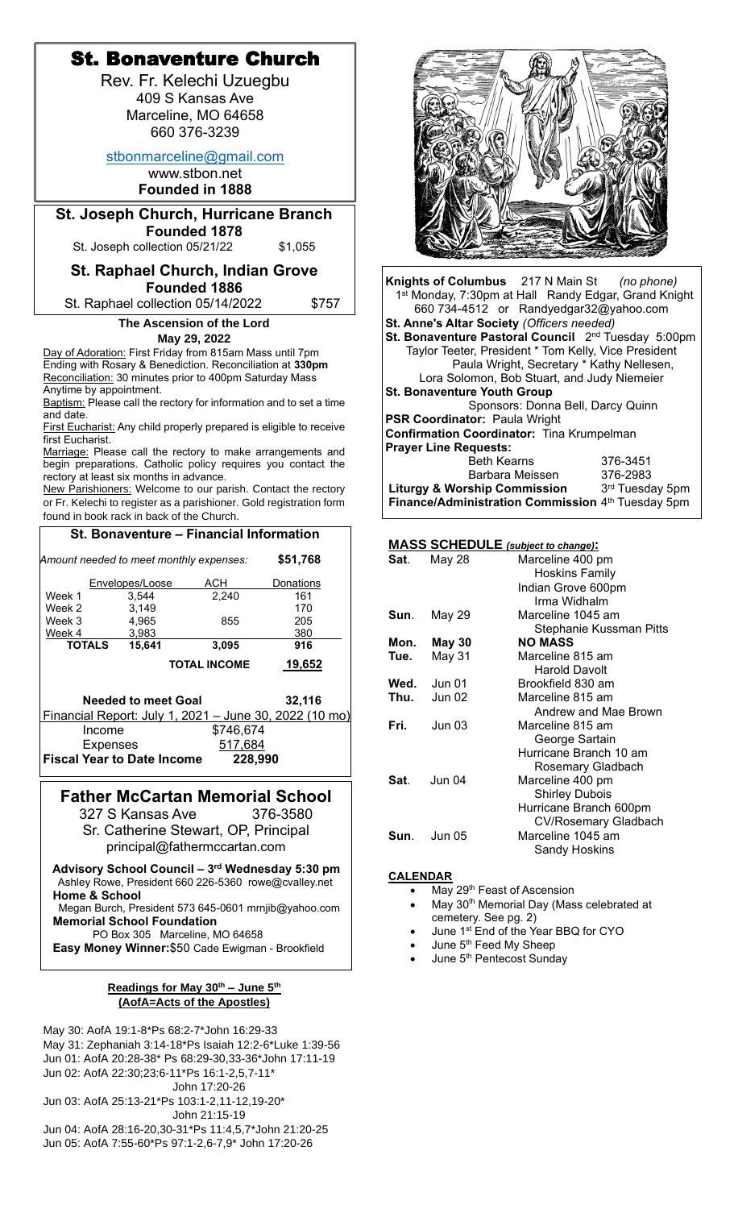# St. Bonaventure Church

Rev. Fr. Kelechi Uzuegbu
409 S Kansas Ave
Marceline, MO 64658
660 376-3239

stbonmarceline@gmail.com
www.stbon.net
**Founded in 1888**

## St. Joseph Church, Hurricane Branch

**Founded 1878**

St. Joseph collection 05/21/22 $1,055

## St. Raphael Church, Indian Grove

**Founded 1886**

St. Raphael collection 05/14/2022 $757

### The Ascension of the Lord

**May 29, 2022**

Day of Adoration: First Friday from 815am Mass until 7pm Ending with Rosary & Benediction. Reconciliation at **330pm**
Reconciliation: 30 minutes prior to 400pm Saturday Mass Anytime by appointment.
Baptism: Please call the rectory for information and to set a time and date.
First Eucharist: Any child properly prepared is eligible to receive first Eucharist.
Marriage: Please call the rectory to make arrangements and begin preparations. Catholic policy requires you contact the rectory at least six months in advance.
New Parishioners: Welcome to our parish. Contact the rectory or Fr. Kelechi to register as a parishioner. Gold registration form found in book rack in back of the Church.

### St. Bonaventure – Financial Information

*Amount needed to meet monthly expenses:* **$51,768**

| | Envelopes/Loose | ACH | Donations |
|---|---|---|---|
| Week 1 | 3,544 | 2,240 | 161 |
| Week 2 | 3,149 | | 170 |
| Week 3 | 4,965 | 855 | 205 |
| Week 4 | 3,983 | | 380 |
| **TOTALS** | **15,641** | **3,095** | **916** |
| | | **TOTAL INCOME** | **19,652** |

**Needed to meet Goal** **32,116**

Financial Report: July 1, 2021 – June 30, 2022 (10 mo)

| | |
|---|---|
| Income | $746,674 |
| Expenses | 517,684 |
| **Fiscal Year to Date Income** | **228,990** |

## Father McCartan Memorial School

327 S Kansas Ave 376-3580
Sr. Catherine Stewart, OP, Principal
principal@fathermccartan.com

**Advisory School Council – 3rd Wednesday 5:30 pm**
Ashley Rowe, President 660 226-5360 rowe@cvalley.net
**Home & School**
Megan Burch, President 573 645-0601 mrnjib@yahoo.com
**Memorial School Foundation**
PO Box 305 Marceline, MO 64658
**Easy Money Winner:**$50 Cade Ewigman - Brookfield

### Readings for May 30th – June 5th (AofA=Acts of the Apostles)

May 30: AofA 19:1-8*Ps 68:2-7*John 16:29-33
May 31: Zephaniah 3:14-18*Ps Isaiah 12:2-6*Luke 1:39-56
Jun 01: AofA 20:28-38* Ps 68:29-30,33-36*John 17:11-19
Jun 02: AofA 22:30;23:6-11*Ps 16:1-2,5,7-11* John 17:20-26
Jun 03: AofA 25:13-21*Ps 103:1-2,11-12,19-20* John 21:15-19
Jun 04: AofA 28:16-20,30-31*Ps 11:4,5,7*John 21:20-25
Jun 05: AofA 7:55-60*Ps 97:1-2,6-7,9* John 17:20-26

**Knights of Columbus** 217 N Main St *(no phone)*
1st Monday, 7:30pm at Hall Randy Edgar, Grand Knight
660 734-4512 or Randyedgar32@yahoo.com
**St. Anne's Altar Society** *(Officers needed)*
**St. Bonaventure Pastoral Council** 2nd Tuesday 5:00pm
Taylor Teeter, President * Tom Kelly, Vice President
Paula Wright, Secretary * Kathy Nellesen,
Lora Solomon, Bob Stuart, and Judy Niemeier
**St. Bonaventure Youth Group**
Sponsors: Donna Bell, Darcy Quinn
**PSR Coordinator:** Paula Wright
**Confirmation Coordinator:** Tina Krumpelman
**Prayer Line Requests:**
Beth Kearns 376-3451
Barbara Meissen 376-2983
**Liturgy & Worship Commission** 3rd Tuesday 5pm
**Finance/Administration Commission** 4th Tuesday 5pm

### MASS SCHEDULE *(subject to change)*:

| | | |
|---|---|---|
| **Sat**. | May 28 | Marceline 400 pm |
| | | Hoskins Family |
| | | Indian Grove 600pm |
| | | Irma Widhalm |
| **Sun**. | May 29 | Marceline 1045 am |
| | | Stephanie Kussman Pitts |
| **Mon.** | **May 30** | **NO MASS** |
| **Tue.** | May 31 | Marceline 815 am |
| | | Harold Davolt |
| **Wed.** | Jun 01 | Brookfield 830 am |
| **Thu.** | Jun 02 | Marceline 815 am |
| | | Andrew and Mae Brown |
| **Fri.** | Jun 03 | Marceline 815 am |
| | | George Sartain |
| | | Hurricane Branch 10 am |
| | | Rosemary Gladbach |
| **Sat**. | Jun 04 | Marceline 400 pm |
| | | Shirley Dubois |
| | | Hurricane Branch 600pm |
| | | CV/Rosemary Gladbach |
| **Sun**. | Jun 05 | Marceline 1045 am |
| | | Sandy Hoskins |

### CALENDAR

- May 29th Feast of Ascension
- May 30th Memorial Day (Mass celebrated at cemetery. See pg. 2)
- June 1st End of the Year BBQ for CYO
- June 5th Feed My Sheep
- June 5th Pentecost Sunday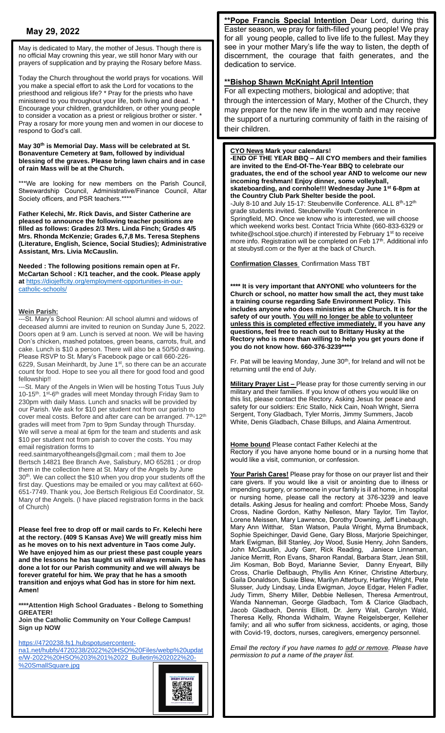## May 29, 2022

May is dedicated to Mary, the mother of Jesus. Though there is no official May crowning this year, we still honor Mary with our prayers of supplication and by praying the Rosary before Mass.

Today the Church throughout the world prays for vocations. Will you make a special effort to ask the Lord for vocations to the priesthood and religious life? * Pray for the priests who have ministered to you throughout your life, both living and dead. * Encourage your children, grandchildren, or other young people to consider a vocation as a priest or religious brother or sister. * Pray a rosary for more young men and women in our diocese to respond to God's call.

**May 30th is Memorial Day. Mass will be celebrated at St. Bonaventure Cemetery at 9am, followed by individual blessing of the graves. Please bring lawn chairs and in case of rain Mass will be at the Church.**

***We are looking for new members on the Parish Council, Stwewardship Council, Administrative/Finance Council, Altar Society officers, and PSR teachers.****

**Father Kelechi, Mr. Rick Davis, and Sister Catherine are pleased to announce the following teacher positions are filled as follows: Grades 2/3 Mrs. Linda Finch; Grades 4/5 Mrs. Rhonda McKenzie; Grades 6,7,8 Ms. Teresa Stephens (Literature, English, Science, Social Studies); Administrative Assistant, Mrs. Livia McCauslin.**

**Needed : The following positions remain open at Fr. McCartan School : K/1 teacher, and the cook. Please apply at** https://diojeffcity.org/employment-opportunities-in-our-catholic-schools/

**Wein Parish:**

---St. Mary's School Reunion: All school alumni and widows of deceased alumni are invited to reunion on Sunday June 5, 2022. Doors open at 9 am. Lunch is served at noon. We will be having Don's chicken, mashed potatoes, green beans, carrots, fruit, and cake. Lunch is $10 a person. There will also be a 50/50 drawing. Please RSVP to St. Mary's Facebook page or call 660-226-6229, Susan Meinhardt, by June 1st, so there can be an accurate count for food. Hope to see you all there for good food and good fellowship!!

---St. Mary of the Angels in Wien will be hosting Totus Tuus July 10-15th. 1st-6th grades will meet Monday through Friday 9am to 230pm with daily Mass. Lunch and snacks will be provided by our Parish. We ask for $10 per student not from our parish to cover meal costs. Before and after care can be arranged. 7th-12th grades will meet from 7pm to 9pm Sunday through Thursday. We will serve a meal at 6pm for the team and students and ask $10 per student not from parish to cover the costs. You may email registration forms to reed.saintmaryoftheangels@gmail.com ; mail them to Joe Bertsch 14821 Bee Branch Ave, Salisbury, MO 65281 ; or drop them in the collection here at St. Mary of the Angels by June 30th. We can collect the $10 when you drop your students off the first day. Questions may be emailed or you may call/text at 660-651-7749. Thank you, Joe Bertsch Religious Ed Coordinator, St. Mary of the Angels. (I have placed registration forms in the back of Church)

**Please feel free to drop off or mail cards to Fr. Kelechi here at the rectory. (409 S Kansas Ave) We will greatly miss him as he moves on to his next adventure in Taos come July. We have enjoyed him as our priest these past couple years and the lessons he has taught us will always remain. He has done a lot for our Parish community and we will always be forever grateful for him. We pray that he has a smooth transition and enjoys what God has in store for him next. Amen!**

**\*\*\*\*Attention High School Graduates - Belong to Something GREATER!**
**Join the Catholic Community on Your College Campus! Sign up NOW**

https://4720238.fs1.hubspotusercontent-na1.net/hubfs/4720238/2022%20HSO%20Files/webp%20update/W-2022%20HSO%203%201%2022_Bulletin%202022%20-%20SmallSquare.jpg

**\*\*Pope Francis Special Intention** Dear Lord, during this Easter season, we pray for faith-filled young people! We pray for all young people, called to live life to the fullest. May they see in your mother Mary's life the way to listen, the depth of discernment, the courage that faith generates, and the dedication to service.

**\*\*Bishop Shawn McKnight April Intention**

For all expecting mothers, biological and adoptive; that through the intercession of Mary, Mother of the Church, they may prepare for the new life in the womb and may receive the support of a nurturing community of faith in the raising of their children.

**CYO News Mark your calendars!**

**-END OF THE YEAR BBQ – All CYO members and their families are invited to the End-Of-The-Year BBQ to celebrate our graduates, the end of the school year AND to welcome our new incoming freshman! Enjoy dinner, some volleyball, skateboarding, and cornhole!!! Wednesday June 1st 6-8pm at the Country Club Park Shelter beside the pool.**

-July 8-10 and July 15-17: Steubenville Conference. ALL 8th-12th grade students invited. Steubenville Youth Conference in Springfield, MO. Once we know who is interested, we will choose which weekend works best. Contact Tricia White (660-833-6329 or twhite@school.stjoe.church) if interested by February 1st to receive more info. Registration will be completed on Feb 17th. Additional info at steubystl.com or the flyer at the back of Church.

**Confirmation Classes** Confirmation Mass TBT

**\*\*\*\* It is very important that ANYONE who volunteers for the Church or school, no matter how small the act, they must take a training course regarding Safe Environment Policy. This includes anyone who does ministries at the Church. It is for the safety of our youth. You will no longer be able to volunteer unless this is completed effective immediately. If you have any questions, feel free to reach out to Brittany Husky at the Rectory who is more than willing to help you get yours done if you do not know how. 660-376-3239\*\*\*\***

Fr. Pat will be leaving Monday, June 30th, for Ireland and will not be returning until the end of July.

**Military Prayer List –** Please pray for those currently serving in our military and their families. If you know of others you would like on this list, please contact the Rectory. Asking Jesus for peace and safety for our soldiers: Eric Stallo, Nick Cain, Noah Wright, Sierra Sergent, Tony Gladbach, Tyler Morris, Jimmy Summers, Jacob White, Denis Gladbach, Chase Billups, and Alaina Armentrout.

**Home bound** Please contact Father Kelechi at the Rectory if you have anyone home bound or in a nursing home that would like a visit, communion, or confession.

**Your Parish Cares!** Please pray for those on our prayer list and their care givers. If you would like a visit or anointing due to illness or impending surgery, or someone in your family is ill at home, in hospital or nursing home, please call the rectory at 376-3239 and leave details. Asking Jesus for healing and comfort: Phoebe Moss, Sandy Cross, Nadine Gordon, Kathy Nelleson, Mary Taylor, Tim Taylor, Lorene Meissen, Mary Lawrence, Dorothy Downing, Jeff Linebaugh, Mary Ann Witthar, Stan Watson, Paula Wright, Myrna Brumback, Sophie Speichinger, David Gene, Gary Bloss, Marjorie Speichinger, Mark Ewigman, Bill Stanley, Joy Wood, Susie Henry, John Sanders, John McCauslin, Judy Garr, Rick Reading, Janiece Linneman, Janice Merritt, Ron Evans, Sharon Randal, Barbara Starr, Jean Still, Jim Kosman, Bob Boyd, Marianne Sevier, Danny Enyeart, Billy Cross, Charlie Defibaugh, Phyllis Ann Kriner, Christine Atterbury, Gaila Donaldson, Susie Blew, Marilyn Atterbury, Hartley Wright, Pete Slusser, Judy Lindsay, Linda Ewigman, Joyce Edgar, Helen Fadler, Judy Timm, Sherry Miller, Debbie Nellesen, Theresa Armentrout, Wanda Nanneman, George Gladbach, Tom & Clarice Gladbach, Jacob Gladbach, Dennis Elliott, Dr. Jerry Wait, Carolyn Wald, Theresa Kelly, Rhonda Widhalm, Wayne Reigelsberger, Kelleher family; and all who suffer from sickness, accidents, or aging, those with Covid-19, doctors, nurses, caregivers, emergency personnel.

*Email the rectory if you have names to add or remove. Please have permission to put a name of the prayer list.*